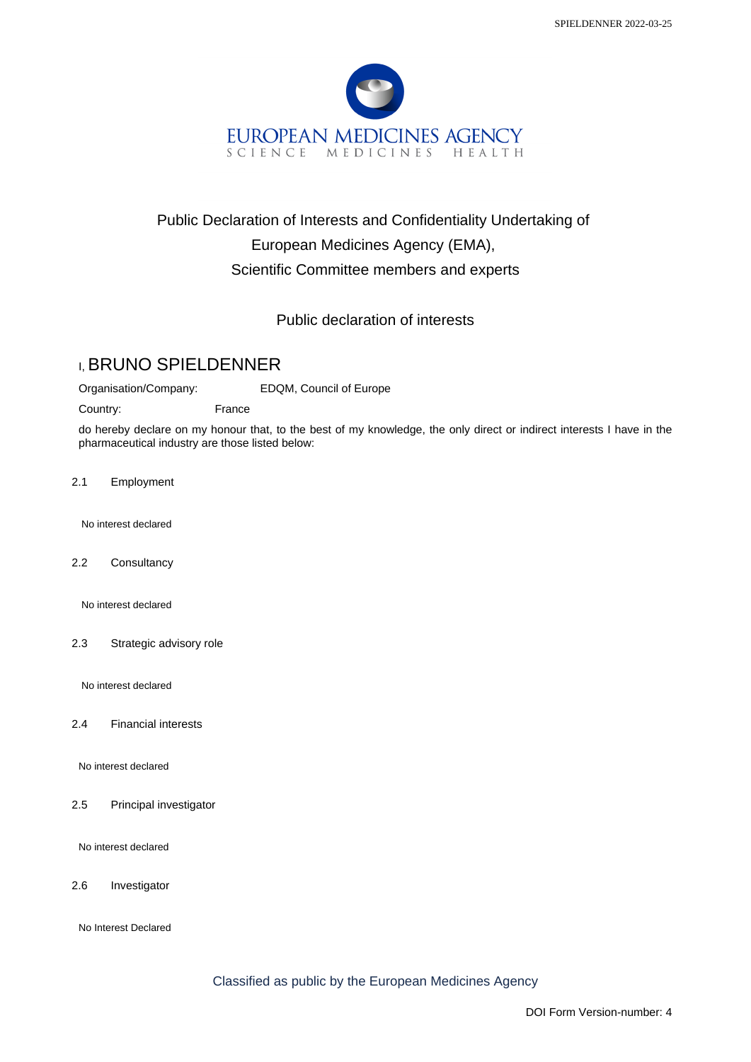EUROPEAN MEDICINES AGENCY
SCIENCE MEDICINES HEALTH

# Public Declaration of Interests and Confidentiality Undertaking of European Medicines Agency (EMA), Scientific Committee members and experts

## Public declaration of interests

I, BRUNO SPIELDENNER

Organisation/Company: EDQM, Council of Europe

Country: France

do hereby declare on my honour that, to the best of my knowledge, the only direct or indirect interests I have in the pharmaceutical industry are those listed below:

2.1 Employment

No interest declared

2.2 Consultancy

No interest declared

2.3 Strategic advisory role

No interest declared

2.4 Financial interests

No interest declared

2.5 Principal investigator

No interest declared

2.6 Investigator

No Interest Declared

Classified as public by the European Medicines Agency

DOI Form Version-number: 4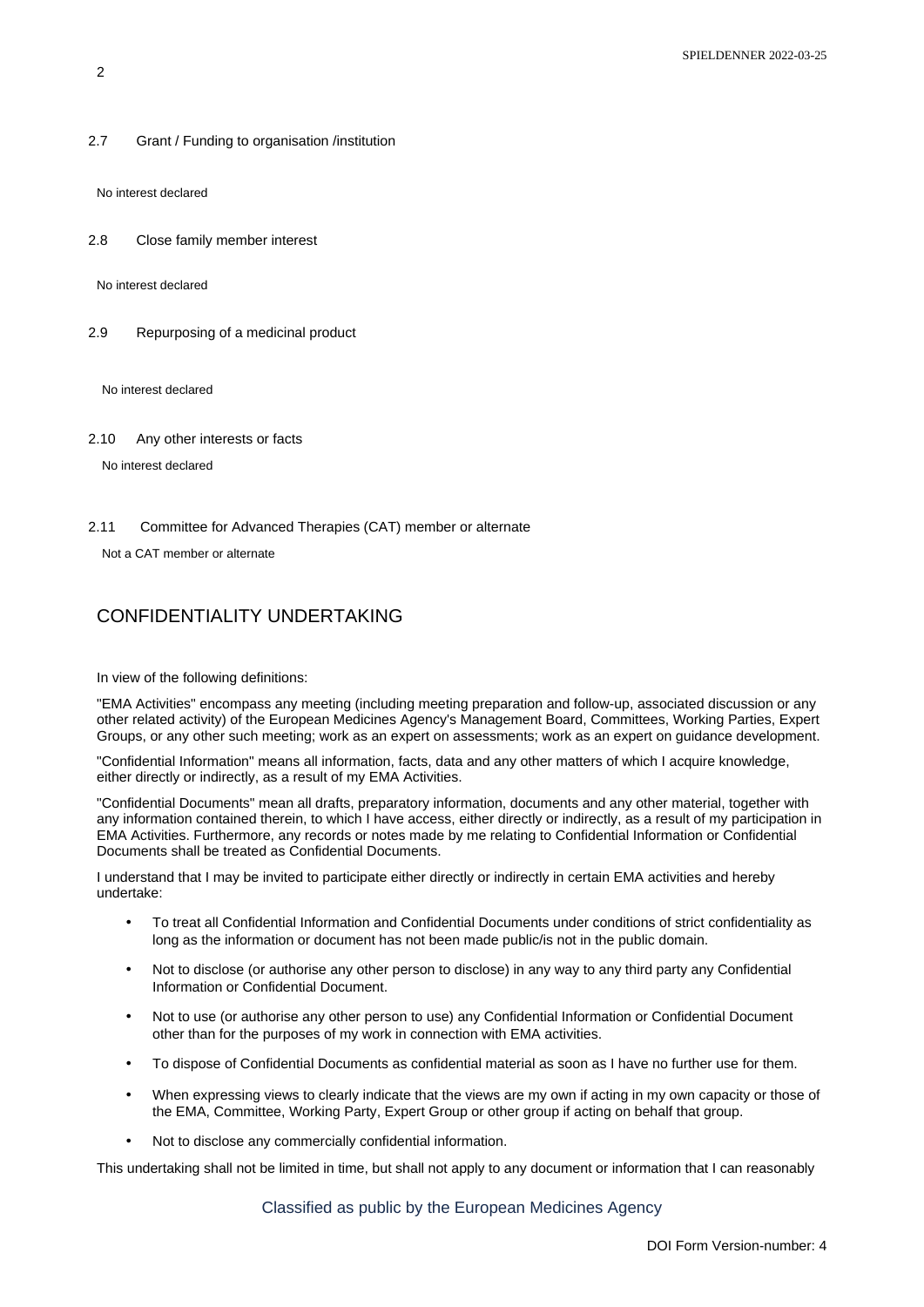2.7 Grant / Funding to organisation /institution

No interest declared

2.8 Close family member interest

No interest declared

2.9 Repurposing of a medicinal product

No interest declared

2.10 Any other interests or facts

No interest declared

2.11 Committee for Advanced Therapies (CAT) member or alternate

Not a CAT member or alternate

## CONFIDENTIALITY UNDERTAKING

In view of the following definitions:

"EMA Activities" encompass any meeting (including meeting preparation and follow-up, associated discussion or any other related activity) of the European Medicines Agency's Management Board, Committees, Working Parties, Expert Groups, or any other such meeting; work as an expert on assessments; work as an expert on guidance development.

"Confidential Information" means all information, facts, data and any other matters of which I acquire knowledge, either directly or indirectly, as a result of my EMA Activities.

"Confidential Documents" mean all drafts, preparatory information, documents and any other material, together with any information contained therein, to which I have access, either directly or indirectly, as a result of my participation in EMA Activities. Furthermore, any records or notes made by me relating to Confidential Information or Confidential Documents shall be treated as Confidential Documents.

I understand that I may be invited to participate either directly or indirectly in certain EMA activities and hereby undertake:

- To treat all Confidential Information and Confidential Documents under conditions of strict confidentiality as long as the information or document has not been made public/is not in the public domain.
- Not to disclose (or authorise any other person to disclose) in any way to any third party any Confidential Information or Confidential Document.
- Not to use (or authorise any other person to use) any Confidential Information or Confidential Document other than for the purposes of my work in connection with EMA activities.
- To dispose of Confidential Documents as confidential material as soon as I have no further use for them.
- When expressing views to clearly indicate that the views are my own if acting in my own capacity or those of the EMA, Committee, Working Party, Expert Group or other group if acting on behalf that group.
- Not to disclose any commercially confidential information.

This undertaking shall not be limited in time, but shall not apply to any document or information that I can reasonably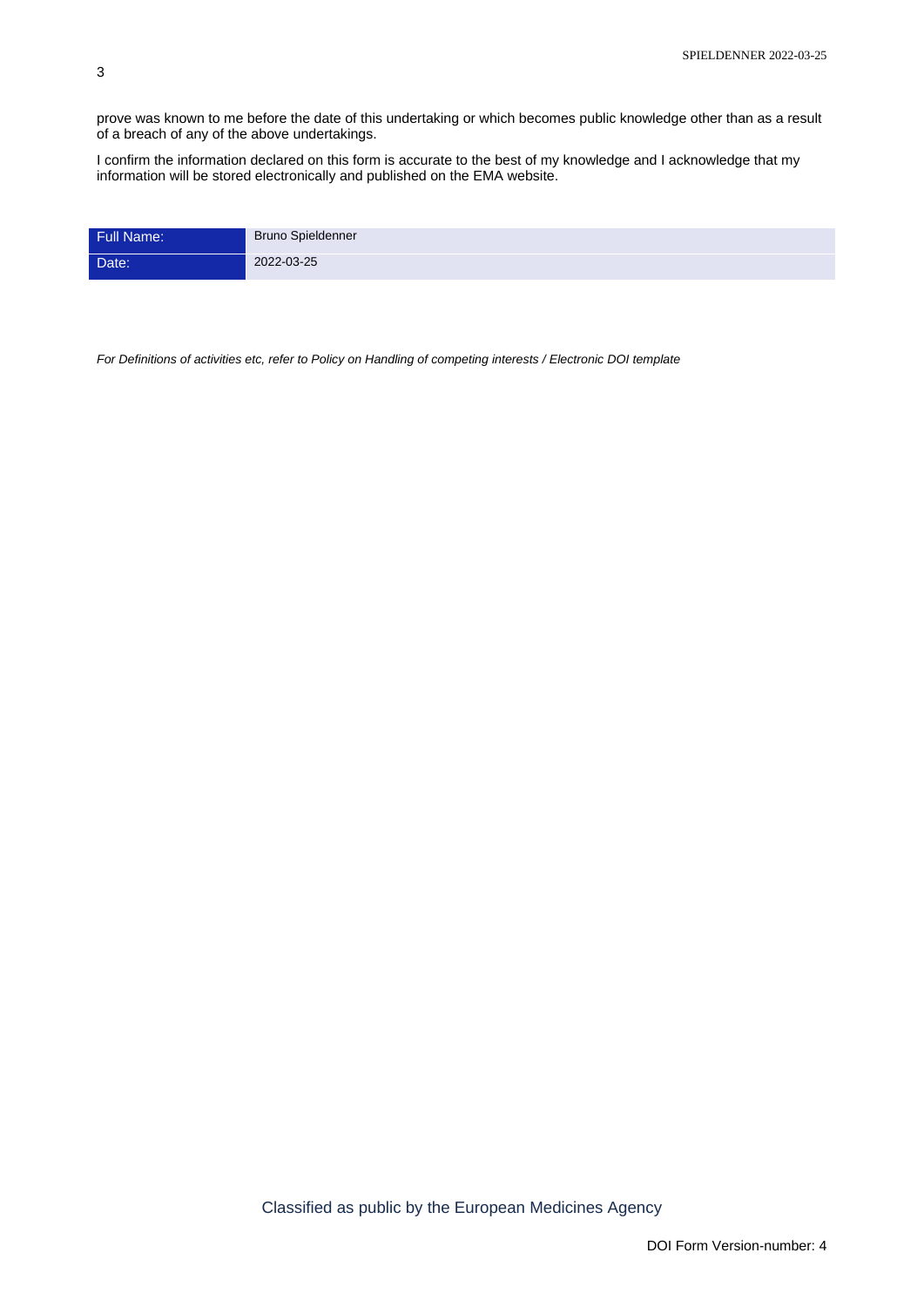prove was known to me before the date of this undertaking or which becomes public knowledge other than as a result of a breach of any of the above undertakings.

I confirm the information declared on this form is accurate to the best of my knowledge and I acknowledge that my information will be stored electronically and published on the EMA website.

| | |
|---|---|
| Full Name: | Bruno Spieldenner |
| Date: | 2022-03-25 |

*For Definitions of activities etc, refer to Policy on Handling of competing interests / Electronic DOI template*

Classified as public by the European Medicines Agency

DOI Form Version-number: 4